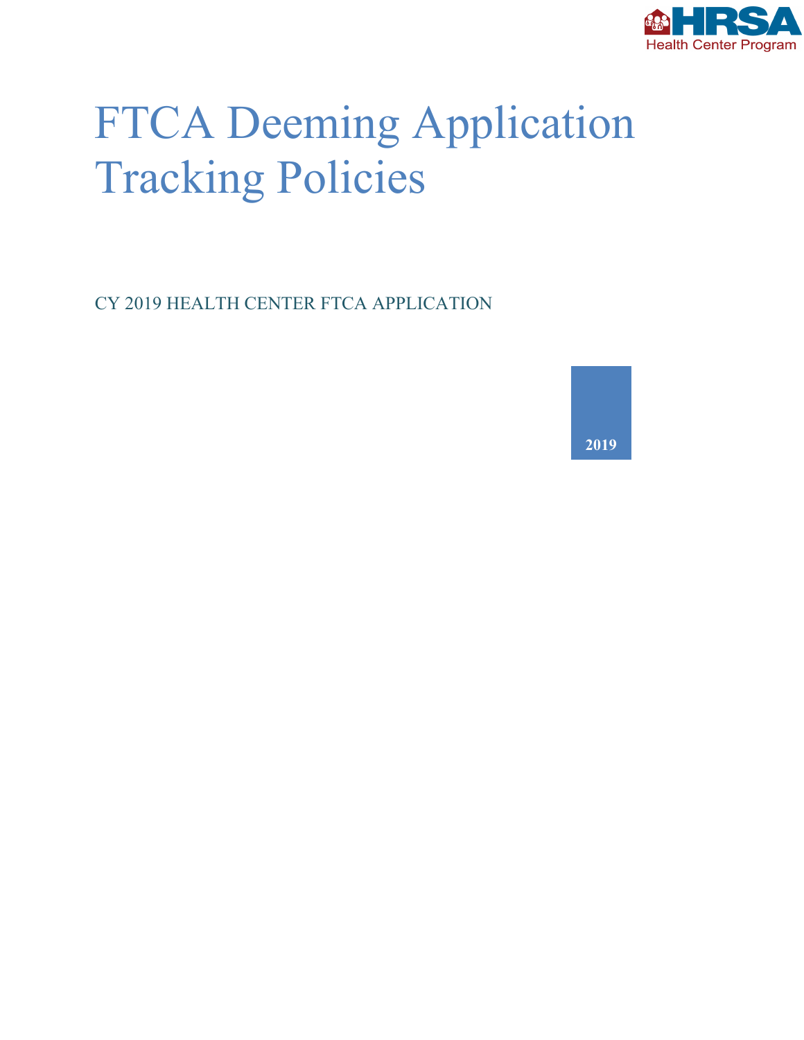HRSA
Health Center Program

# FTCA Deeming Application Tracking Policies

CY 2019 HEALTH CENTER FTCA APPLICATION

**2019**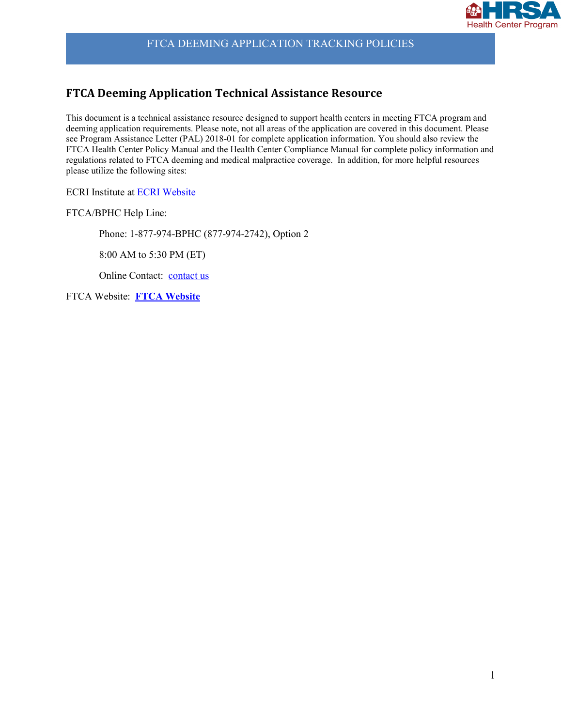FTCA DEEMING APPLICATION TRACKING POLICIES

## FTCA Deeming Application Technical Assistance Resource

This document is a technical assistance resource designed to support health centers in meeting FTCA program and deeming application requirements. Please note, not all areas of the application are covered in this document. Please see Program Assistance Letter (PAL) 2018-01 for complete application information. You should also review the FTCA Health Center Policy Manual and the Health Center Compliance Manual for complete policy information and regulations related to FTCA deeming and medical malpractice coverage. In addition, for more helpful resources please utilize the following sites:

ECRI Institute at ECRI Website

FTCA/BPHC Help Line:

Phone: 1-877-974-BPHC (877-974-2742), Option 2

8:00 AM to 5:30 PM (ET)

Online Contact: contact us

FTCA Website: **FTCA Website**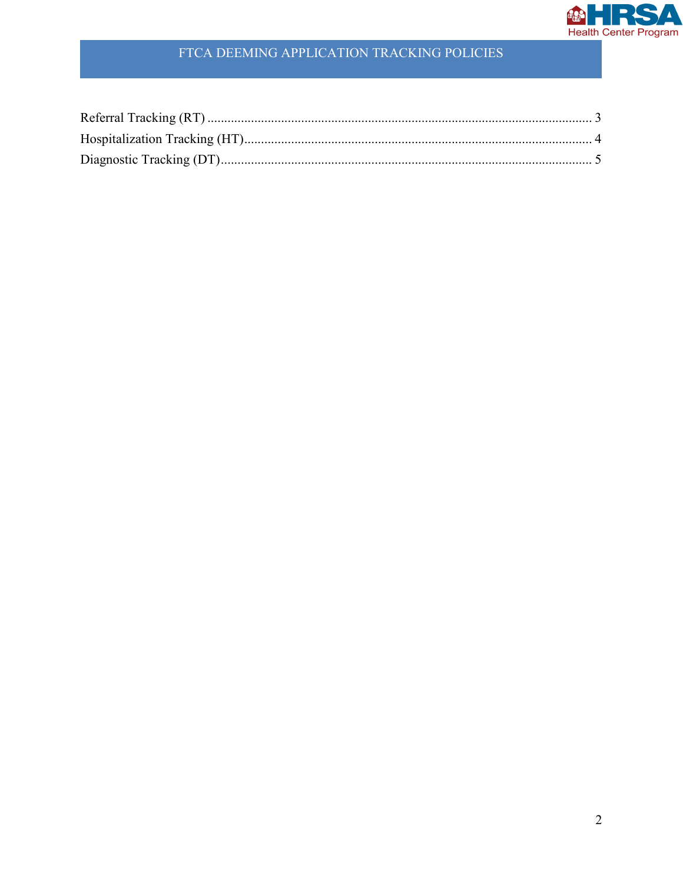# FTCA DEEMING APPLICATION TRACKING POLICIES

Referral Tracking (RT) ................................................................................................................... 3

Hospitalization Tracking (HT)....................................................................................................... 4

Diagnostic Tracking (DT).............................................................................................................. 5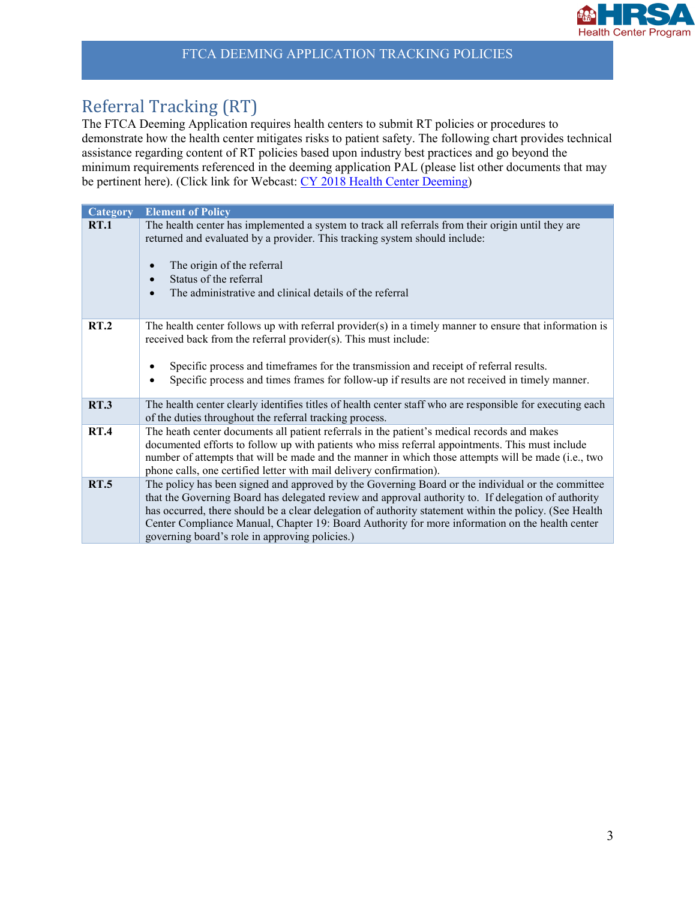## Referral Tracking (RT)

The FTCA Deeming Application requires health centers to submit RT policies or procedures to demonstrate how the health center mitigates risks to patient safety. The following chart provides technical assistance regarding content of RT policies based upon industry best practices and go beyond the minimum requirements referenced in the deeming application PAL (please list other documents that may be pertinent here). (Click link for Webcast: [CY 2018 Health Center Deeming](#))

| Category | Element of Policy |
|---|---|
| **RT.1** | The health center has implemented a system to track all referrals from their origin until they are returned and evaluated by a provider. This tracking system should include:<br><br>• The origin of the referral<br>• Status of the referral<br>• The administrative and clinical details of the referral |
| **RT.2** | The health center follows up with referral provider(s) in a timely manner to ensure that information is received back from the referral provider(s). This must include:<br><br>• Specific process and timeframes for the transmission and receipt of referral results.<br>• Specific process and times frames for follow-up if results are not received in timely manner. |
| **RT.3** | The health center clearly identifies titles of health center staff who are responsible for executing each of the duties throughout the referral tracking process. |
| **RT.4** | The heath center documents all patient referrals in the patient's medical records and makes documented efforts to follow up with patients who miss referral appointments. This must include number of attempts that will be made and the manner in which those attempts will be made (i.e., two phone calls, one certified letter with mail delivery confirmation). |
| **RT.5** | The policy has been signed and approved by the Governing Board or the individual or the committee that the Governing Board has delegated review and approval authority to. If delegation of authority has occurred, there should be a clear delegation of authority statement within the policy. (See Health Center Compliance Manual, Chapter 19: Board Authority for more information on the health center governing board's role in approving policies.) |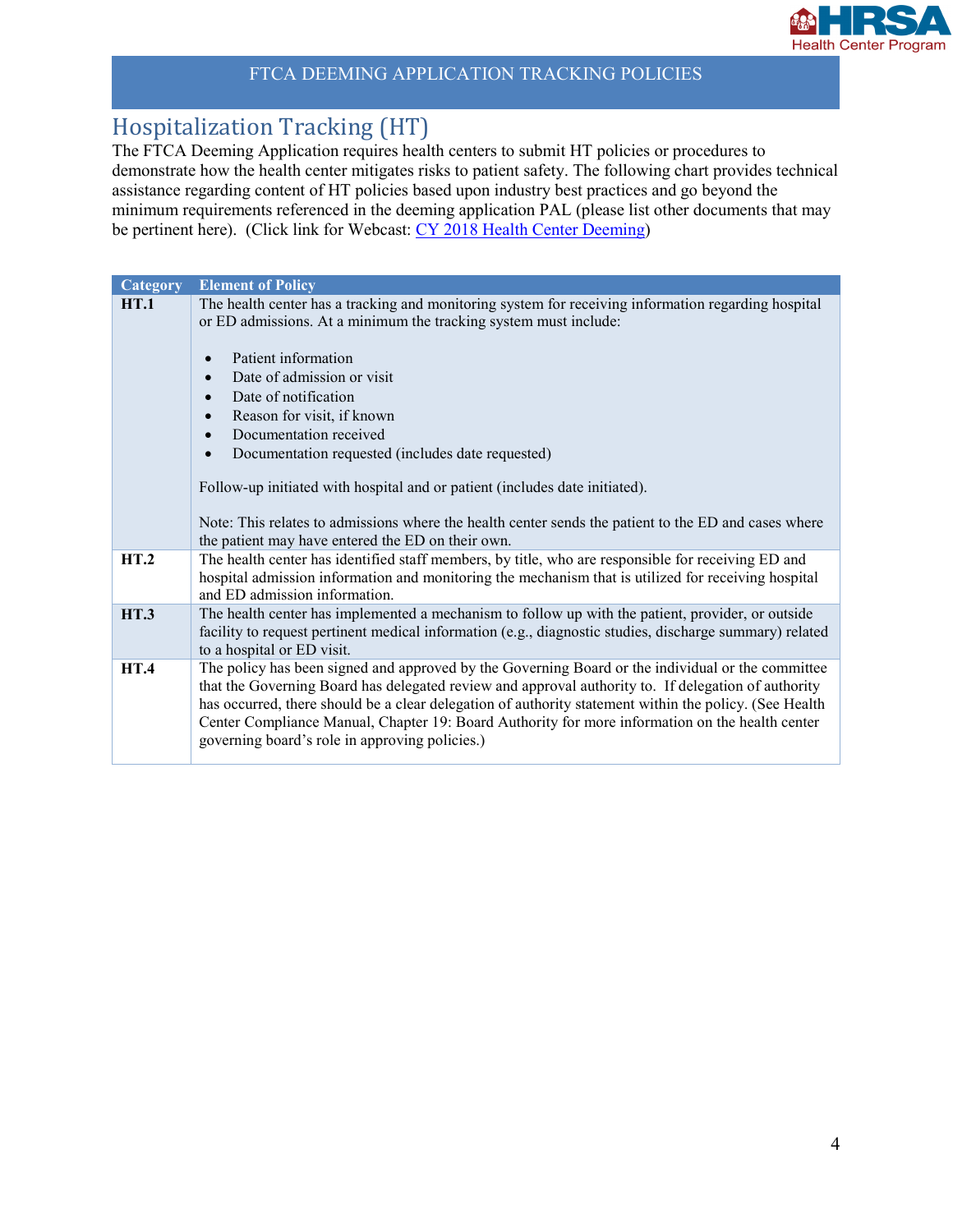## Hospitalization Tracking (HT)

The FTCA Deeming Application requires health centers to submit HT policies or procedures to demonstrate how the health center mitigates risks to patient safety. The following chart provides technical assistance regarding content of HT policies based upon industry best practices and go beyond the minimum requirements referenced in the deeming application PAL (please list other documents that may be pertinent here). (Click link for Webcast: CY 2018 Health Center Deeming)

| Category | Element of Policy |
|---|---|
| **HT.1** | The health center has a tracking and monitoring system for receiving information regarding hospital or ED admissions. At a minimum the tracking system must include:<br><br>• Patient information<br>• Date of admission or visit<br>• Date of notification<br>• Reason for visit, if known<br>• Documentation received<br>• Documentation requested (includes date requested)<br><br>Follow-up initiated with hospital and or patient (includes date initiated).<br><br>Note: This relates to admissions where the health center sends the patient to the ED and cases where the patient may have entered the ED on their own. |
| **HT.2** | The health center has identified staff members, by title, who are responsible for receiving ED and hospital admission information and monitoring the mechanism that is utilized for receiving hospital and ED admission information. |
| **HT.3** | The health center has implemented a mechanism to follow up with the patient, provider, or outside facility to request pertinent medical information (e.g., diagnostic studies, discharge summary) related to a hospital or ED visit. |
| **HT.4** | The policy has been signed and approved by the Governing Board or the individual or the committee that the Governing Board has delegated review and approval authority to. If delegation of authority has occurred, there should be a clear delegation of authority statement within the policy. (See Health Center Compliance Manual, Chapter 19: Board Authority for more information on the health center governing board's role in approving policies.) |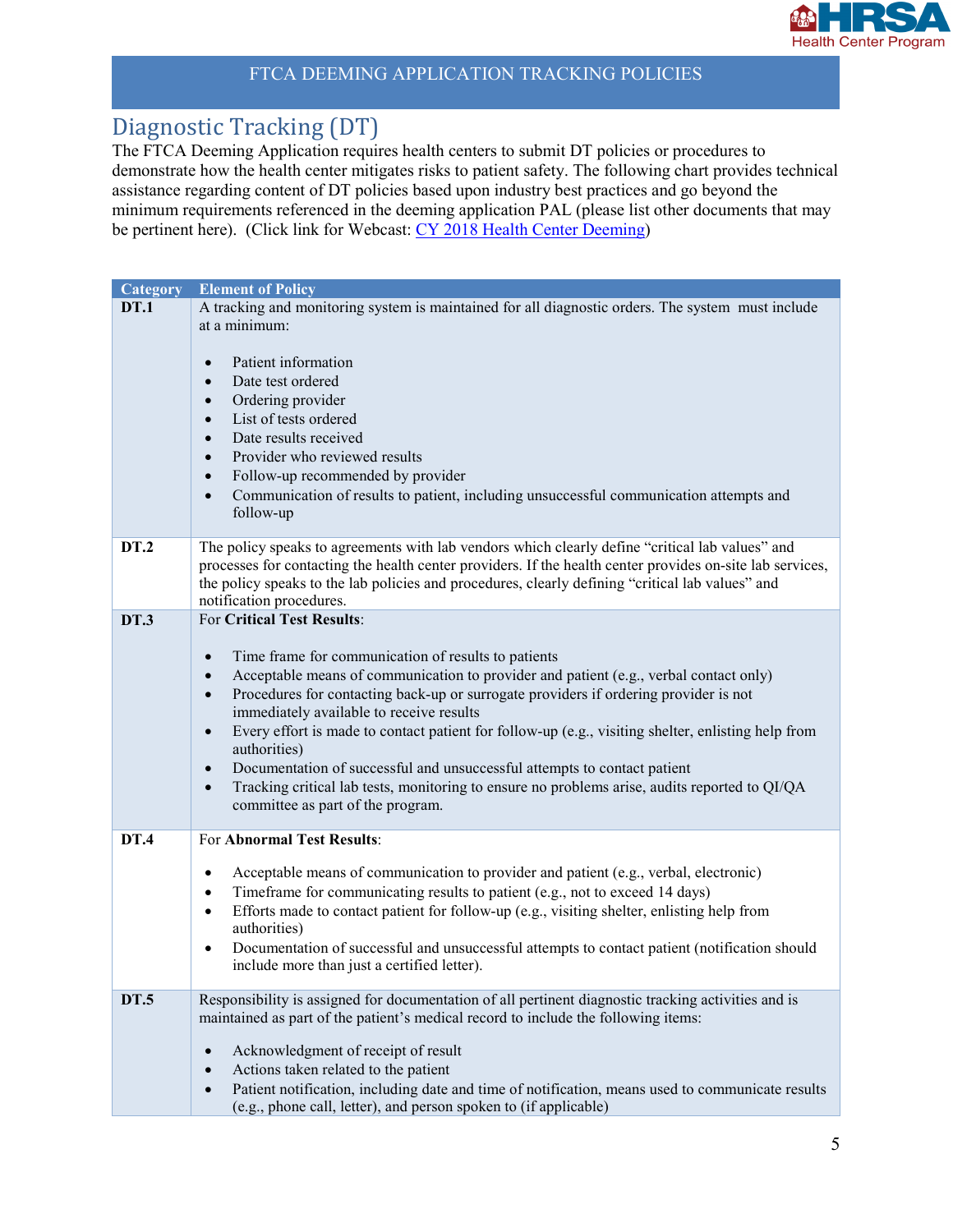FTCA DEEMING APPLICATION TRACKING POLICIES

# Diagnostic Tracking (DT)

The FTCA Deeming Application requires health centers to submit DT policies or procedures to demonstrate how the health center mitigates risks to patient safety. The following chart provides technical assistance regarding content of DT policies based upon industry best practices and go beyond the minimum requirements referenced in the deeming application PAL (please list other documents that may be pertinent here). (Click link for Webcast: [CY 2018 Health Center Deeming](CY 2018 Health Center Deeming))

| Category | Element of Policy |
|---|---|
| **DT.1** | A tracking and monitoring system is maintained for all diagnostic orders. The system must include at a minimum:<br><br>• Patient information<br>• Date test ordered<br>• Ordering provider<br>• List of tests ordered<br>• Date results received<br>• Provider who reviewed results<br>• Follow-up recommended by provider<br>• Communication of results to patient, including unsuccessful communication attempts and follow-up |
| **DT.2** | The policy speaks to agreements with lab vendors which clearly define "critical lab values" and processes for contacting the health center providers. If the health center provides on-site lab services, the policy speaks to the lab policies and procedures, clearly defining "critical lab values" and notification procedures. |
| **DT.3** | For **Critical Test Results**:<br><br>• Time frame for communication of results to patients<br>• Acceptable means of communication to provider and patient (e.g., verbal contact only)<br>• Procedures for contacting back-up or surrogate providers if ordering provider is not immediately available to receive results<br>• Every effort is made to contact patient for follow-up (e.g., visiting shelter, enlisting help from authorities)<br>• Documentation of successful and unsuccessful attempts to contact patient<br>• Tracking critical lab tests, monitoring to ensure no problems arise, audits reported to QI/QA committee as part of the program. |
| **DT.4** | For **Abnormal Test Results**:<br><br>• Acceptable means of communication to provider and patient (e.g., verbal, electronic)<br>• Timeframe for communicating results to patient (e.g., not to exceed 14 days)<br>• Efforts made to contact patient for follow-up (e.g., visiting shelter, enlisting help from authorities)<br>• Documentation of successful and unsuccessful attempts to contact patient (notification should include more than just a certified letter). |
| **DT.5** | Responsibility is assigned for documentation of all pertinent diagnostic tracking activities and is maintained as part of the patient's medical record to include the following items:<br><br>• Acknowledgment of receipt of result<br>• Actions taken related to the patient<br>• Patient notification, including date and time of notification, means used to communicate results (e.g., phone call, letter), and person spoken to (if applicable) |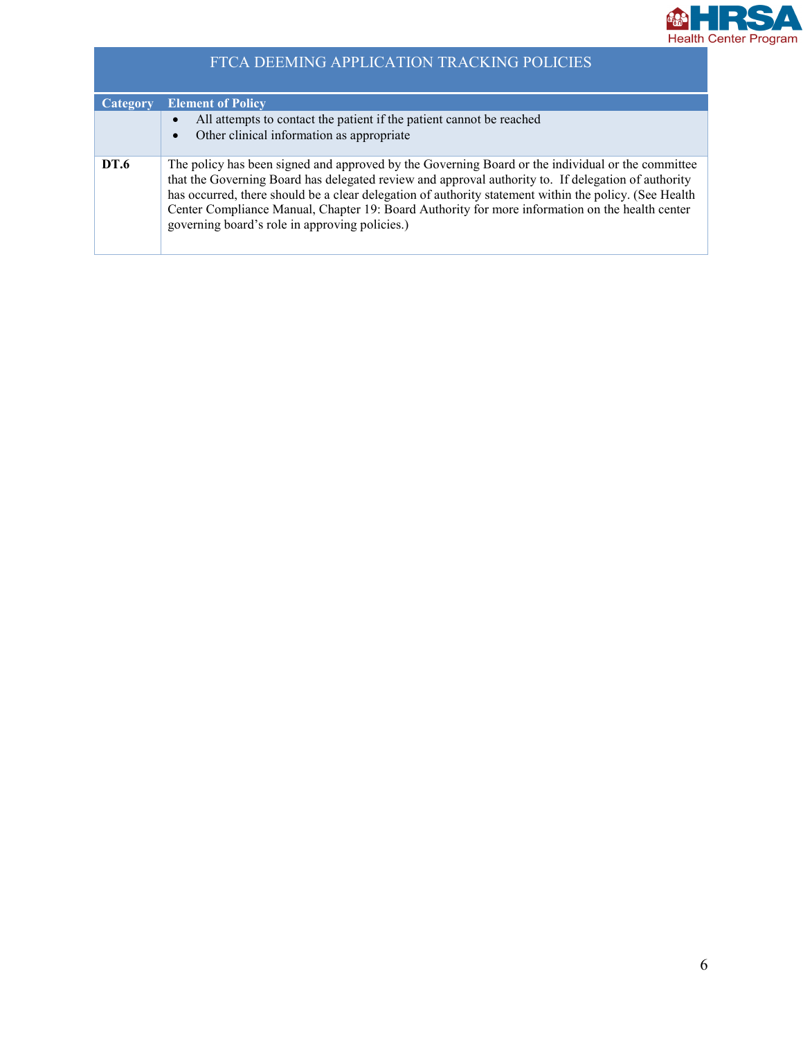| FTCA DEEMING APPLICATION TRACKING POLICIES | |
|---|---|
| **Category** | **Element of Policy** |
| | • All attempts to contact the patient if the patient cannot be reached<br>• Other clinical information as appropriate |
| **DT.6** | The policy has been signed and approved by the Governing Board or the individual or the committee that the Governing Board has delegated review and approval authority to. If delegation of authority has occurred, there should be a clear delegation of authority statement within the policy. (See Health Center Compliance Manual, Chapter 19: Board Authority for more information on the health center governing board's role in approving policies.) |